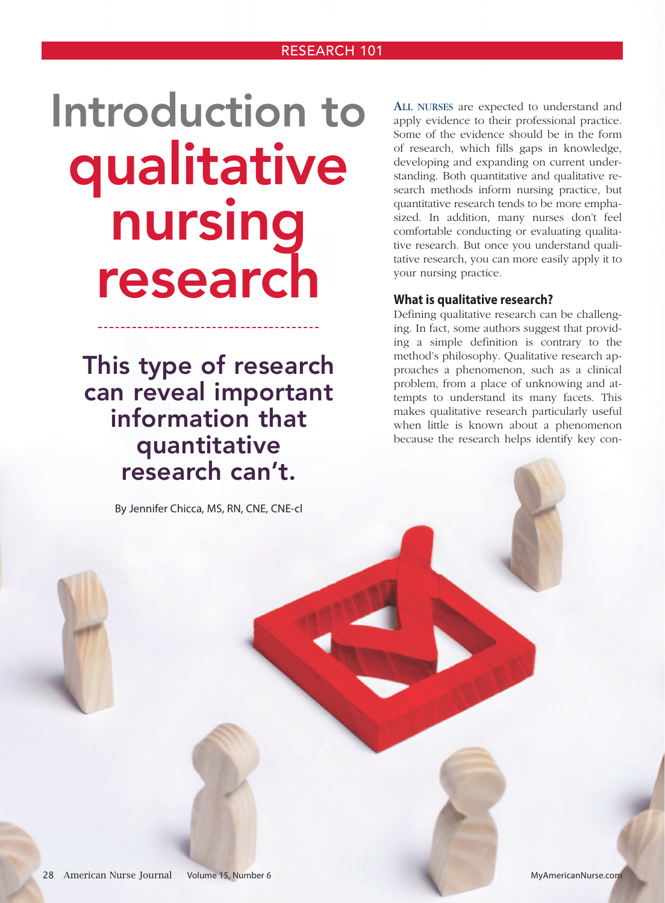RESEARCH 101

# Introduction to qualitative nursing research

## This type of research can reveal important information that quantitative research can't.

By Jennifer Chicca, MS, RN, CNE, CNE-cl

**ALL NURSES** are expected to understand and apply evidence to their professional practice. Some of the evidence should be in the form of research, which fills gaps in knowledge, developing and expanding on current understanding. Both quantitative and qualitative research methods inform nursing practice, but quantitative research tends to be more emphasized. In addition, many nurses don't feel comfortable conducting or evaluating qualitative research. But once you understand qualitative research, you can more easily apply it to your nursing practice.

### What is qualitative research?

Defining qualitative research can be challenging. In fact, some authors suggest that providing a simple definition is contrary to the method's philosophy. Qualitative research approaches a phenomenon, such as a clinical problem, from a place of unknowing and attempts to understand its many facets. This makes qualitative research particularly useful when little is known about a phenomenon because the research helps identify key con-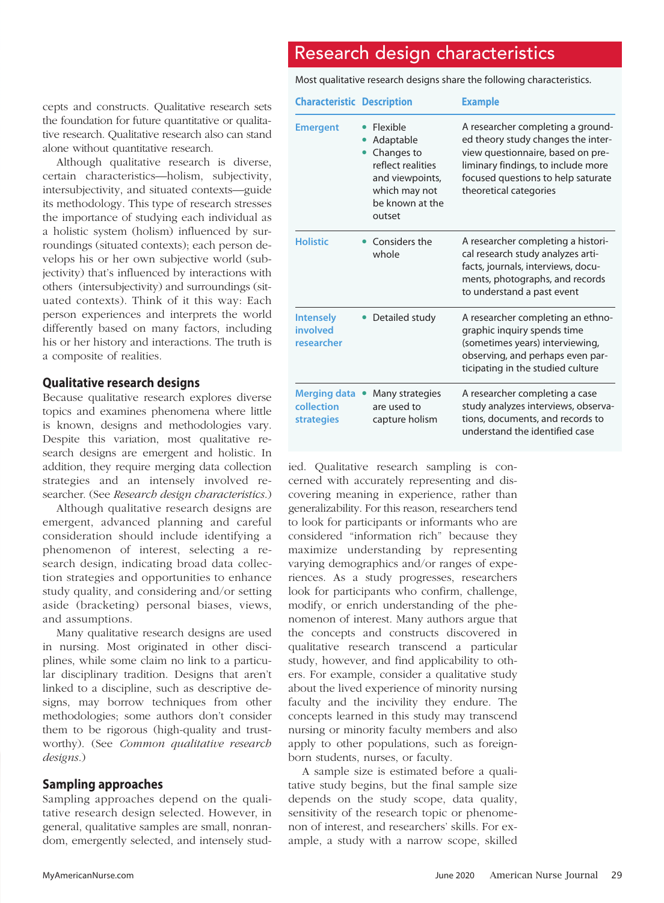cepts and constructs. Qualitative research sets the foundation for future quantitative or qualitative research. Qualitative research also can stand alone without quantitative research.

Although qualitative research is diverse, certain characteristics—holism, subjectivity, intersubjectivity, and situated contexts—guide its methodology. This type of research stresses the importance of studying each individual as a holistic system (holism) influenced by surroundings (situated contexts); each person develops his or her own subjective world (subjectivity) that's influenced by interactions with others (intersubjectivity) and surroundings (situated contexts). Think of it this way: Each person experiences and interprets the world differently based on many factors, including his or her history and interactions. The truth is a composite of realities.

## Qualitative research designs

Because qualitative research explores diverse topics and examines phenomena where little is known, designs and methodologies vary. Despite this variation, most qualitative research designs are emergent and holistic. In addition, they require merging data collection strategies and an intensely involved researcher. (See *Research design characteristics.*)

Although qualitative research designs are emergent, advanced planning and careful consideration should include identifying a phenomenon of interest, selecting a research design, indicating broad data collection strategies and opportunities to enhance study quality, and considering and/or setting aside (bracketing) personal biases, views, and assumptions.

Many qualitative research designs are used in nursing. Most originated in other disciplines, while some claim no link to a particular disciplinary tradition. Designs that aren't linked to a discipline, such as descriptive designs, may borrow techniques from other methodologies; some authors don't consider them to be rigorous (high-quality and trustworthy). (See *Common qualitative research designs.*)

## Research design characteristics

Most qualitative research designs share the following characteristics.

| Characteristic | Description | Example |
|---|---|---|
| Emergent | • Flexible<br>• Adaptable<br>• Changes to reflect realities and viewpoints, which may not be known at the outset | A researcher completing a grounded theory study changes the interview questionnaire, based on preliminary findings, to include more focused questions to help saturate theoretical categories |
| Holistic | • Considers the whole | A researcher completing a historical research study analyzes artifacts, journals, interviews, documents, photographs, and records to understand a past event |
| Intensely involved researcher | • Detailed study | A researcher completing an ethnographic inquiry spends time (sometimes years) interviewing, observing, and perhaps even participating in the studied culture |
| Merging data collection strategies | • Many strategies are used to capture holism | A researcher completing a case study analyzes interviews, observations, documents, and records to understand the identified case |

## Sampling approaches

Sampling approaches depend on the qualitative research design selected. However, in general, qualitative samples are small, nonrandom, emergently selected, and intensely studied. Qualitative research sampling is concerned with accurately representing and discovering meaning in experience, rather than generalizability. For this reason, researchers tend to look for participants or informants who are considered "information rich" because they maximize understanding by representing varying demographics and/or ranges of experiences. As a study progresses, researchers look for participants who confirm, challenge, modify, or enrich understanding of the phenomenon of interest. Many authors argue that the concepts and constructs discovered in qualitative research transcend a particular study, however, and find applicability to others. For example, consider a qualitative study about the lived experience of minority nursing faculty and the incivility they endure. The concepts learned in this study may transcend nursing or minority faculty members and also apply to other populations, such as foreign-born students, nurses, or faculty.

A sample size is estimated before a qualitative study begins, but the final sample size depends on the study scope, data quality, sensitivity of the research topic or phenomenon of interest, and researchers' skills. For example, a study with a narrow scope, skilled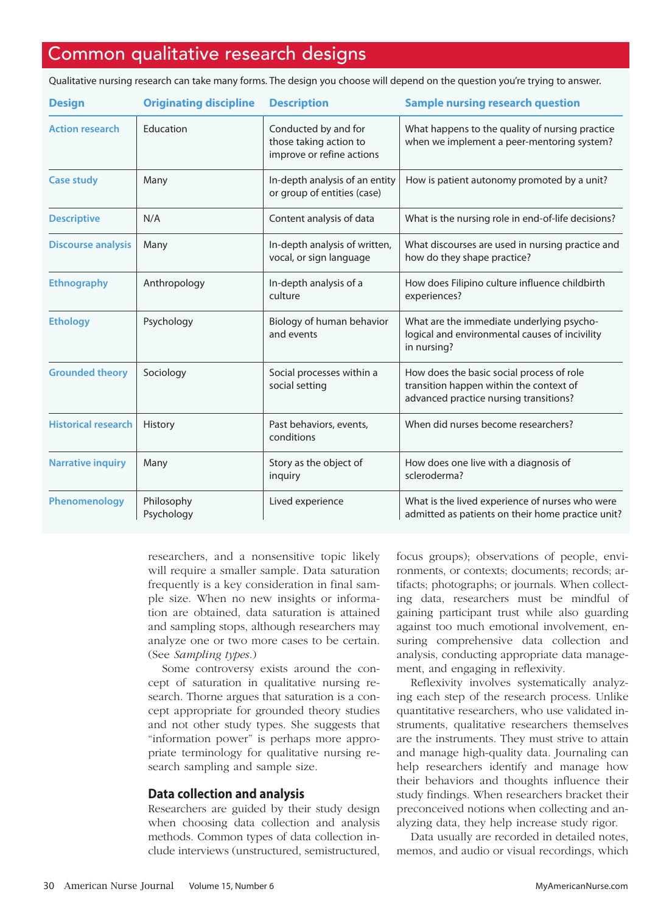## Common qualitative research designs

Qualitative nursing research can take many forms. The design you choose will depend on the question you're trying to answer.

| Design | Originating discipline | Description | Sample nursing research question |
|---|---|---|---|
| Action research | Education | Conducted by and for those taking action to improve or refine actions | What happens to the quality of nursing practice when we implement a peer-mentoring system? |
| Case study | Many | In-depth analysis of an entity or group of entities (case) | How is patient autonomy promoted by a unit? |
| Descriptive | N/A | Content analysis of data | What is the nursing role in end-of-life decisions? |
| Discourse analysis | Many | In-depth analysis of written, vocal, or sign language | What discourses are used in nursing practice and how do they shape practice? |
| Ethnography | Anthropology | In-depth analysis of a culture | How does Filipino culture influence childbirth experiences? |
| Ethology | Psychology | Biology of human behavior and events | What are the immediate underlying psychological and environmental causes of incivility in nursing? |
| Grounded theory | Sociology | Social processes within a social setting | How does the basic social process of role transition happen within the context of advanced practice nursing transitions? |
| Historical research | History | Past behaviors, events, conditions | When did nurses become researchers? |
| Narrative inquiry | Many | Story as the object of inquiry | How does one live with a diagnosis of scleroderma? |
| Phenomenology | Philosophy Psychology | Lived experience | What is the lived experience of nurses who were admitted as patients on their home practice unit? |

researchers, and a nonsensitive topic likely will require a smaller sample. Data saturation frequently is a key consideration in final sample size. When no new insights or information are obtained, data saturation is attained and sampling stops, although researchers may analyze one or two more cases to be certain. (See *Sampling types*.)

Some controversy exists around the concept of saturation in qualitative nursing research. Thorne argues that saturation is a concept appropriate for grounded theory studies and not other study types. She suggests that "information power" is perhaps more appropriate terminology for qualitative nursing research sampling and sample size.

### Data collection and analysis

Researchers are guided by their study design when choosing data collection and analysis methods. Common types of data collection include interviews (unstructured, semistructured, focus groups); observations of people, environments, or contexts; documents; records; artifacts; photographs; or journals. When collecting data, researchers must be mindful of gaining participant trust while also guarding against too much emotional involvement, ensuring comprehensive data collection and analysis, conducting appropriate data management, and engaging in reflexivity.

Reflexivity involves systematically analyzing each step of the research process. Unlike quantitative researchers, who use validated instruments, qualitative researchers themselves are the instruments. They must strive to attain and manage high-quality data. Journaling can help researchers identify and manage how their behaviors and thoughts influence their study findings. When researchers bracket their preconceived notions when collecting and analyzing data, they help increase study rigor.

Data usually are recorded in detailed notes, memos, and audio or visual recordings, which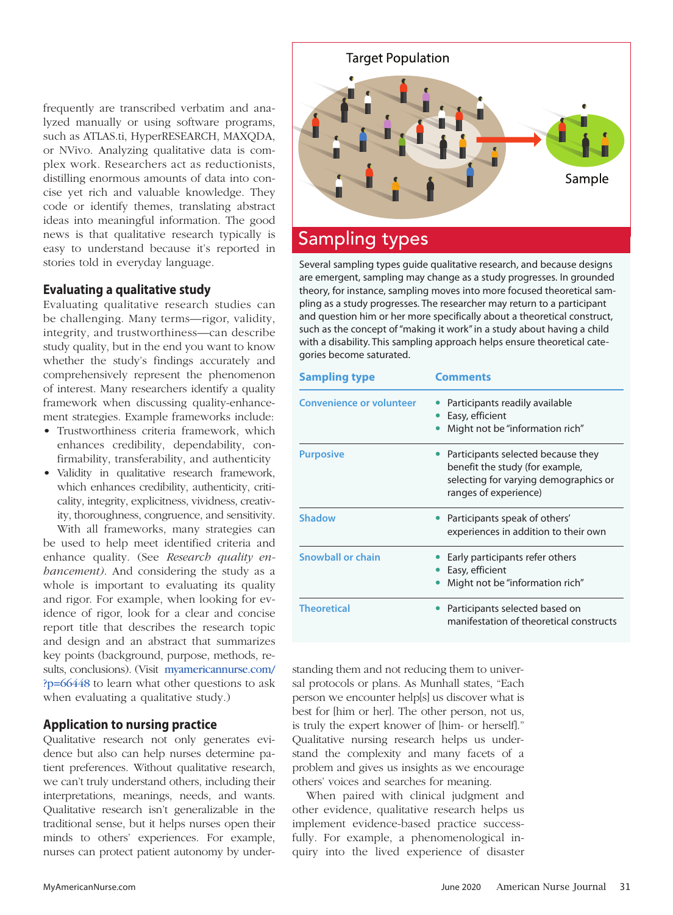frequently are transcribed verbatim and analyzed manually or using software programs, such as ATLAS.ti, HyperRESEARCH, MAXQDA, or NVivo. Analyzing qualitative data is complex work. Researchers act as reductionists, distilling enormous amounts of data into concise yet rich and valuable knowledge. They code or identify themes, translating abstract ideas into meaningful information. The good news is that qualitative research typically is easy to understand because it's reported in stories told in everyday language.

## Evaluating a qualitative study

Evaluating qualitative research studies can be challenging. Many terms—rigor, validity, integrity, and trustworthiness—can describe study quality, but in the end you want to know whether the study's findings accurately and comprehensively represent the phenomenon of interest. Many researchers identify a quality framework when discussing quality-enhancement strategies. Example frameworks include:

- Trustworthiness criteria framework, which enhances credibility, dependability, confirmability, transferability, and authenticity
- Validity in qualitative research framework, which enhances credibility, authenticity, criticality, integrity, explicitness, vividness, creativity, thoroughness, congruence, and sensitivity.

With all frameworks, many strategies can be used to help meet identified criteria and enhance quality. (See *Research quality enhancement*). And considering the study as a whole is important to evaluating its quality and rigor. For example, when looking for evidence of rigor, look for a clear and concise report title that describes the research topic and design and an abstract that summarizes key points (background, purpose, methods, results, conclusions). (Visit myamericannurse.com/?p=66448 to learn what other questions to ask when evaluating a qualitative study.)

## Application to nursing practice

Qualitative research not only generates evidence but also can help nurses determine patient preferences. Without qualitative research, we can't truly understand others, including their interpretations, meanings, needs, and wants. Qualitative research isn't generalizable in the traditional sense, but it helps nurses open their minds to others' experiences. For example, nurses can protect patient autonomy by understanding them and not reducing them to universal protocols or plans. As Munhall states, "Each person we encounter help[s] us discover what is best for [him or her]. The other person, not us, is truly the expert knower of [him- or herself]." Qualitative nursing research helps us understand the complexity and many facets of a problem and gives us insights as we encourage others' voices and searches for meaning.

When paired with clinical judgment and other evidence, qualitative research helps us implement evidence-based practice successfully. For example, a phenomenological inquiry into the lived experience of disaster

## Sampling types

Several sampling types guide qualitative research, and because designs are emergent, sampling may change as a study progresses. In grounded theory, for instance, sampling moves into more focused theoretical sampling as a study progresses. The researcher may return to a participant and question him or her more specifically about a theoretical construct, such as the concept of "making it work" in a study about having a child with a disability. This sampling approach helps ensure theoretical categories become saturated.

| Sampling type | Comments |
|---|---|
| Convenience or volunteer | • Participants readily available<br>• Easy, efficient<br>• Might not be "information rich" |
| Purposive | • Participants selected because they benefit the study (for example, selecting for varying demographics or ranges of experience) |
| Shadow | • Participants speak of others' experiences in addition to their own |
| Snowball or chain | • Early participants refer others<br>• Easy, efficient<br>• Might not be "information rich" |
| Theoretical | • Participants selected based on manifestation of theoretical constructs |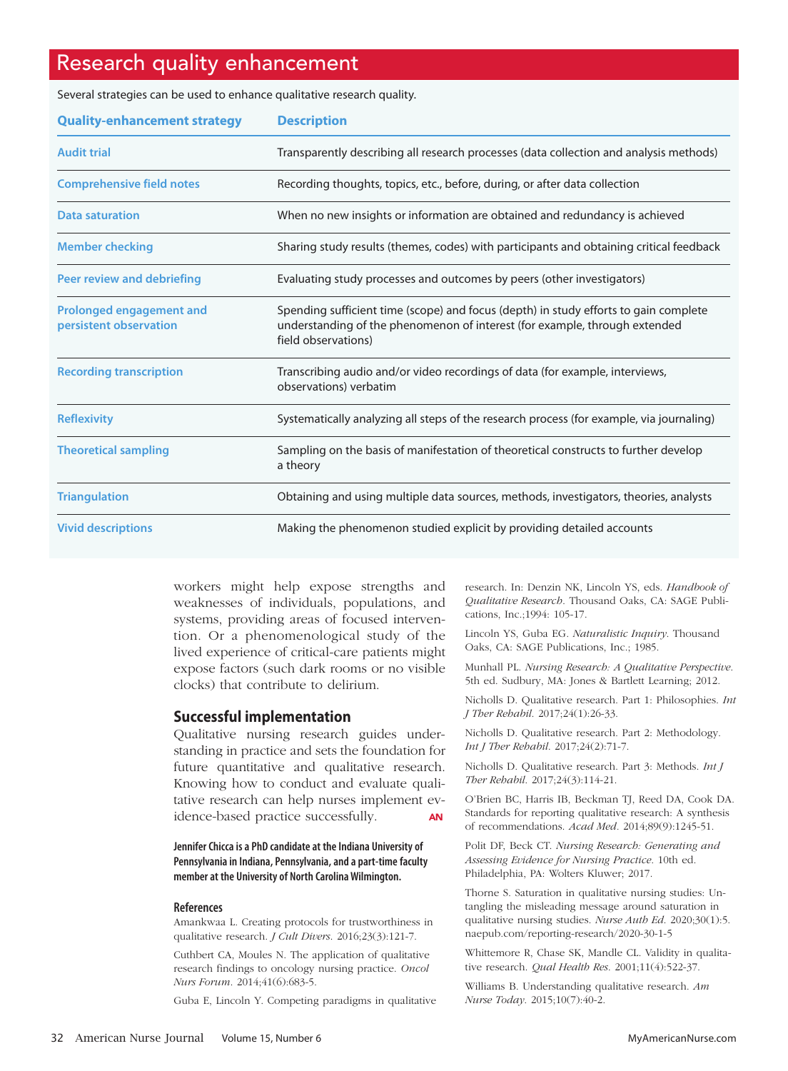## Research quality enhancement

Several strategies can be used to enhance qualitative research quality.

| Quality-enhancement strategy | Description |
|---|---|
| Audit trial | Transparently describing all research processes (data collection and analysis methods) |
| Comprehensive field notes | Recording thoughts, topics, etc., before, during, or after data collection |
| Data saturation | When no new insights or information are obtained and redundancy is achieved |
| Member checking | Sharing study results (themes, codes) with participants and obtaining critical feedback |
| Peer review and debriefing | Evaluating study processes and outcomes by peers (other investigators) |
| Prolonged engagement and persistent observation | Spending sufficient time (scope) and focus (depth) in study efforts to gain complete understanding of the phenomenon of interest (for example, through extended field observations) |
| Recording transcription | Transcribing audio and/or video recordings of data (for example, interviews, observations) verbatim |
| Reflexivity | Systematically analyzing all steps of the research process (for example, via journaling) |
| Theoretical sampling | Sampling on the basis of manifestation of theoretical constructs to further develop a theory |
| Triangulation | Obtaining and using multiple data sources, methods, investigators, theories, analysts |
| Vivid descriptions | Making the phenomenon studied explicit by providing detailed accounts |

workers might help expose strengths and weaknesses of individuals, populations, and systems, providing areas of focused intervention. Or a phenomenological study of the lived experience of critical-care patients might expose factors (such dark rooms or no visible clocks) that contribute to delirium.

### Successful implementation

Qualitative nursing research guides understanding in practice and sets the foundation for future quantitative and qualitative research. Knowing how to conduct and evaluate qualitative research can help nurses implement evidence-based practice successfully. **AN**

**Jennifer Chicca is a PhD candidate at the Indiana University of Pennsylvania in Indiana, Pennsylvania, and a part-time faculty member at the University of North Carolina Wilmington.**

### References

Amankwaa L. Creating protocols for trustworthiness in qualitative research. *J Cult Divers*. 2016;23(3):121-7.

Cuthbert CA, Moules N. The application of qualitative research findings to oncology nursing practice. *Oncol Nurs Forum*. 2014;41(6):683-5.

Guba E, Lincoln Y. Competing paradigms in qualitative research. In: Denzin NK, Lincoln YS, eds. *Handbook of Qualitative Research*. Thousand Oaks, CA: SAGE Publications, Inc.;1994: 105-17.

Lincoln YS, Guba EG. *Naturalistic Inquiry*. Thousand Oaks, CA: SAGE Publications, Inc.; 1985.

Munhall PL. *Nursing Research: A Qualitative Perspective*. 5th ed. Sudbury, MA: Jones & Bartlett Learning; 2012.

Nicholls D. Qualitative research. Part 1: Philosophies. *Int J Ther Rehabil*. 2017;24(1):26-33.

Nicholls D. Qualitative research. Part 2: Methodology. *Int J Ther Rehabil*. 2017;24(2):71-7.

Nicholls D. Qualitative research. Part 3: Methods. *Int J Ther Rehabil*. 2017;24(3):114-21.

O'Brien BC, Harris IB, Beckman TJ, Reed DA, Cook DA. Standards for reporting qualitative research: A synthesis of recommendations. *Acad Med*. 2014;89(9):1245-51.

Polit DF, Beck CT. *Nursing Research: Generating and Assessing Evidence for Nursing Practice*. 10th ed. Philadelphia, PA: Wolters Kluwer; 2017.

Thorne S. Saturation in qualitative nursing studies: Untangling the misleading message around saturation in qualitative nursing studies. *Nurse Auth Ed*. 2020;30(1):5. naepub.com/reporting-research/2020-30-1-5

Whittemore R, Chase SK, Mandle CL. Validity in qualitative research. *Qual Health Res*. 2001;11(4):522-37.

Williams B. Understanding qualitative research. *Am Nurse Today*. 2015;10(7):40-2.